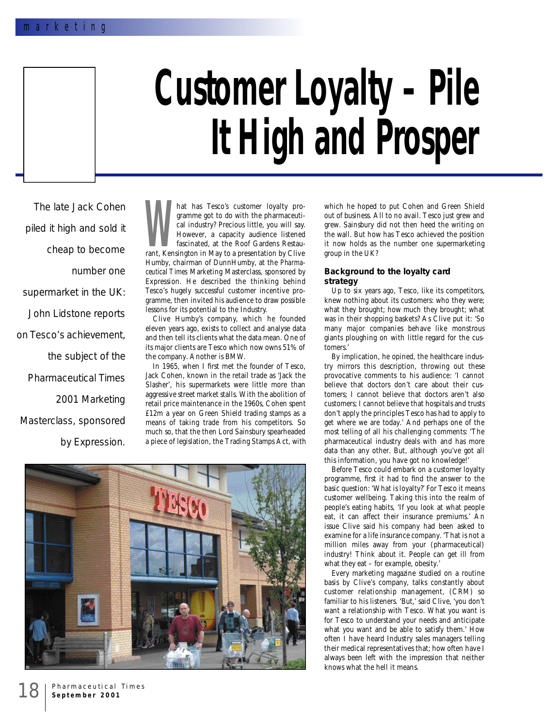# Customer Loyalty – Pile It High and Prosper

The late Jack Cohen piled it high and sold it cheap to become number one supermarket in the UK: John Lidstone reports on Tesco's achievement, the subject of the Pharmaceutical Times 2001 Marketing Masterclass, sponsored by Expression.

What has Tesco's customer loyalty programme got to do with the pharmaceutical industry? Precious little, you will say. However, a capacity audience listened fascinated, at the Roof Gardens Restaurant, Kensington in May to a presentation by Clive Humby, chairman of DunnHumby, at the *Pharmaceutical Times* Marketing Masterclass, sponsored by Expression. He described the thinking behind Tesco's hugely successful customer incentive programme, then invited his audience to draw possible lessons for its potential to the Industry.

Clive Humby's company, which he founded eleven years ago, exists to collect and analyse data and then tell its clients what the data mean. One of its major clients are Tesco which now owns 51% of the company. Another is BMW.

In 1965, when I first met the founder of Tesco, Jack Cohen, known in the retail trade as 'Jack the Slasher', his supermarkets were little more than aggressive street market stalls. With the abolition of retail price maintenance in the 1960s, Cohen spent £12m a year on Green Shield trading stamps as a means of taking trade from his competitors. So much so, that the then Lord Sainsbury spearheaded a piece of legislation, the Trading Stamps Act, with which he hoped to put Cohen and Green Shield out of business. All to no avail. Tesco just grew and grew. Sainsbury did not then heed the writing on the wall. But how has Tesco achieved the position it now holds as the number one supermarketing group in the UK?

### Background to the loyalty card strategy

Up to six years ago, Tesco, like its competitors, knew nothing about its customers: who they were; what they brought; how much they brought; what was in their shopping baskets? As Clive put it: 'So many major companies behave like monstrous giants ploughing on with little regard for the customers.'

By implication, he opined, the healthcare industry mirrors this description, throwing out these provocative comments to his audience: 'I cannot believe that doctors don't care about their customers; I cannot believe that doctors aren't also customers; I cannot believe that hospitals and trusts don't apply the principles Tesco has had to apply to get where we are today.' And perhaps one of the most telling of all his challenging comments: 'The pharmaceutical industry deals with and has more data than any other. But, although you've got all this information, you have got no knowledge!'

Before Tesco could embark on a customer loyalty programme, first it had to find the answer to the basic question: 'What is loyalty?' For Tesco it means customer wellbeing. Taking this into the realm of people's eating habits, 'If you look at what people eat, it can affect their insurance premiums.' An issue Clive said his company had been asked to examine for a life insurance company. 'That is not a million miles away from your (pharmaceutical) industry! Think about it. People can get ill from what they eat – for example, obesity.'

Every marketing magazine studied on a routine basis by Clive's company, talks constantly about customer relationship management, (CRM) so familiar to his listeners. 'But,' said Clive, 'you don't want a relationship with Tesco. What you want is for Tesco to understand your needs and anticipate what you want and be able to satisfy them.' How often I have heard Industry sales managers telling their medical representatives that; how often have I always been left with the impression that neither knows what the hell it means.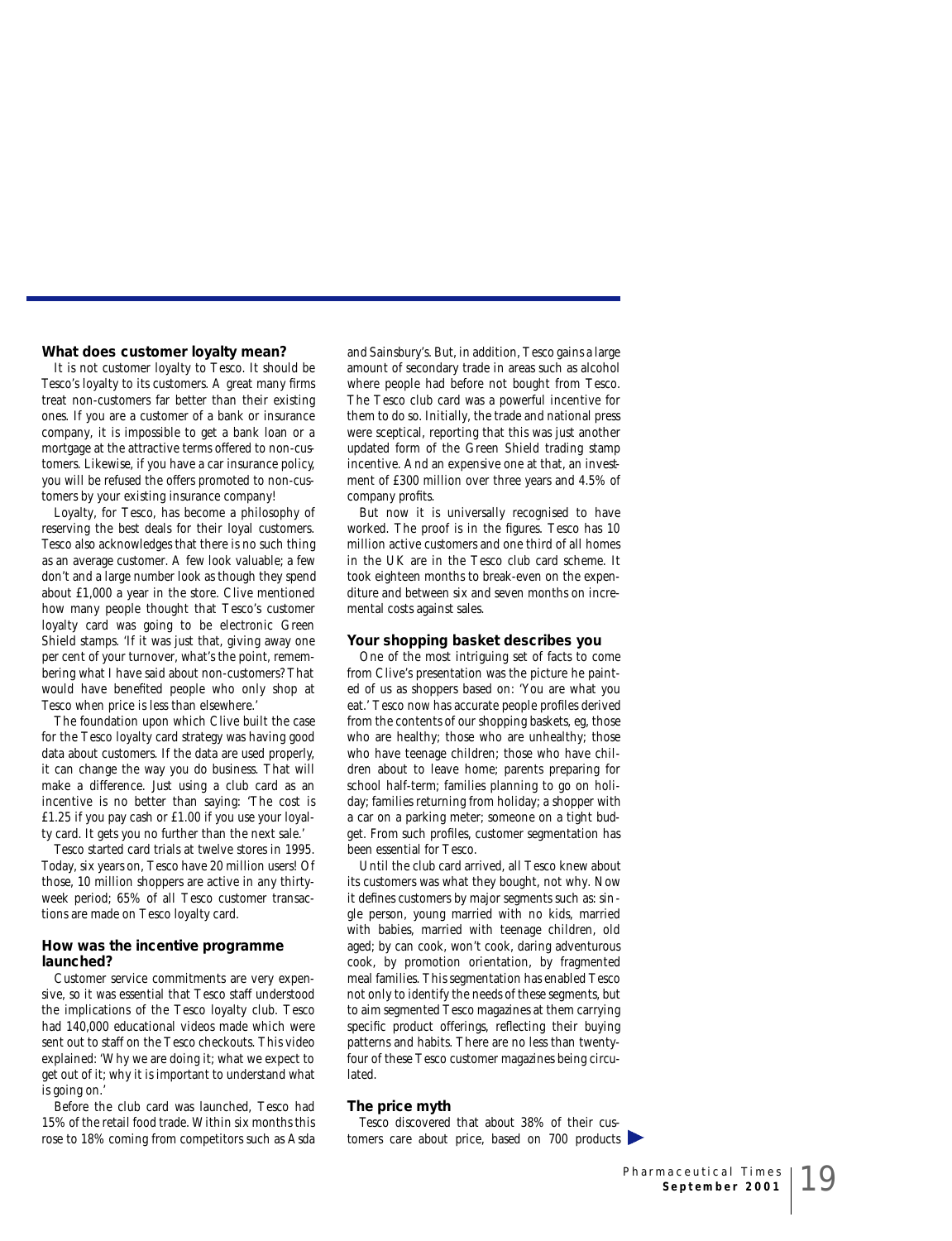## What does customer loyalty mean?

It is not customer loyalty to Tesco. It should be Tesco's loyalty to its customers. A great many firms treat non-customers far better than their existing ones. If you are a customer of a bank or insurance company, it is impossible to get a bank loan or a mortgage at the attractive terms offered to non-customers. Likewise, if you have a car insurance policy, you will be refused the offers promoted to non-customers by your existing insurance company!

Loyalty, for Tesco, has become a philosophy of reserving the best deals for their loyal customers. Tesco also acknowledges that there is no such thing as an average customer. A few look valuable; a few don't and a large number look as though they spend about £1,000 a year in the store. Clive mentioned how many people thought that Tesco's customer loyalty card was going to be electronic Green Shield stamps. 'If it was just that, giving away one per cent of your turnover, what's the point, remembering what I have said about non-customers? That would have benefited people who only shop at Tesco when price is less than elsewhere.'

The foundation upon which Clive built the case for the Tesco loyalty card strategy was having good data about customers. If the data are used properly, it can change the way you do business. That will make a difference. Just using a club card as an incentive is no better than saying: 'The cost is £1.25 if you pay cash or £1.00 if you use your loyalty card. It gets you no further than the next sale.'

Tesco started card trials at twelve stores in 1995. Today, six years on, Tesco have 20 million users! Of those, 10 million shoppers are active in any thirty-week period; 65% of all Tesco customer transactions are made on Tesco loyalty card.

## How was the incentive programme launched?

Customer service commitments are very expensive, so it was essential that Tesco staff understood the implications of the Tesco loyalty club. Tesco had 140,000 educational videos made which were sent out to staff on the Tesco checkouts. This video explained: 'Why we are doing it; what we expect to get out of it; why it is important to understand what is going on.'

Before the club card was launched, Tesco had 15% of the retail food trade. Within six months this rose to 18% coming from competitors such as Asda and Sainsbury's. But, in addition, Tesco gains a large amount of secondary trade in areas such as alcohol where people had before not bought from Tesco. The Tesco club card was a powerful incentive for them to do so. Initially, the trade and national press were sceptical, reporting that this was just another updated form of the Green Shield trading stamp incentive. And an expensive one at that, an investment of £300 million over three years and 4.5% of company profits.

But now it is universally recognised to have worked. The proof is in the figures. Tesco has 10 million active customers and one third of all homes in the UK are in the Tesco club card scheme. It took eighteen months to break-even on the expenditure and between six and seven months on incremental costs against sales.

## Your shopping basket describes you

One of the most intriguing set of facts to come from Clive's presentation was the picture he painted of us as shoppers based on: 'You are what you eat.' Tesco now has accurate people profiles derived from the contents of our shopping baskets, eg, those who are healthy; those who are unhealthy; those who have teenage children; those who have children about to leave home; parents preparing for school half-term; families planning to go on holiday; families returning from holiday; a shopper with a car on a parking meter; someone on a tight budget. From such profiles, customer segmentation has been essential for Tesco.

Until the club card arrived, all Tesco knew about its customers was what they bought, not why. Now it defines customers by major segments such as: single person, young married with no kids, married with babies, married with teenage children, old aged; by can cook, won't cook, daring adventurous cook, by promotion orientation, by fragmented meal families. This segmentation has enabled Tesco not only to identify the needs of these segments, but to aim segmented Tesco magazines at them carrying specific product offerings, reflecting their buying patterns and habits. There are no less than twenty-four of these Tesco customer magazines being circulated.

## The price myth

Tesco discovered that about 38% of their customers care about price, based on 700 products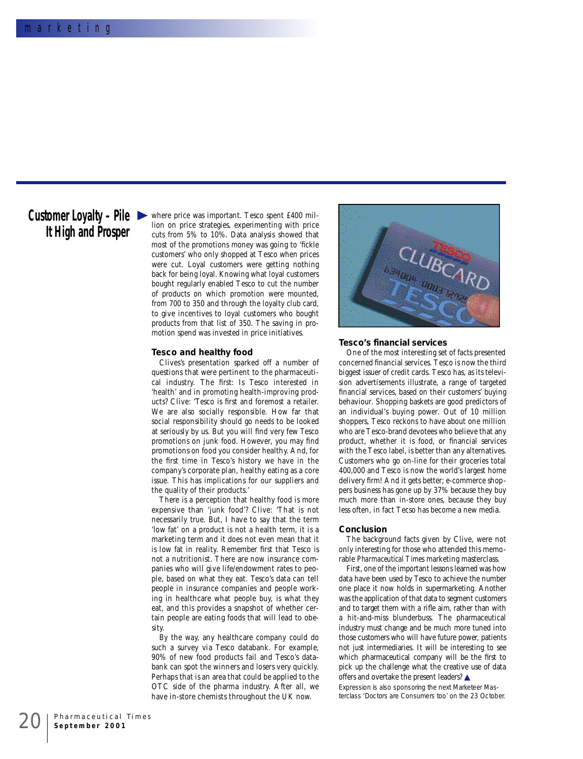## Customer Loyalty - Pile It High and Prosper

where price was important. Tesco spent £400 million on price strategies, experimenting with price cuts from 5% to 10%. Data analysis showed that most of the promotions money was going to 'fickle customers' who only shopped at Tesco when prices were cut. Loyal customers were getting nothing back for being loyal. Knowing what loyal customers bought regularly enabled Tesco to cut the number of products on which promotion were mounted, from 700 to 350 and through the loyalty club card, to give incentives to loyal customers who bought products from that list of 350. The saving in promotion spend was invested in price initiatives.

### Tesco and healthy food

Clives's presentation sparked off a number of questions that were pertinent to the pharmaceutical industry. The first: Is Tesco interested in 'health' and in promoting health-improving products? Clive: 'Tesco is first and foremost a retailer. We are also socially responsible. How far that social responsibility should go needs to be looked at seriously by us. But you will find very few Tesco promotions on junk food. However, you may find promotions on food you consider healthy. And, for the first time in Tesco's history we have in the company's corporate plan, healthy eating as a core issue. This has implications for our suppliers and the quality of their products.'

There is a perception that healthy food is more expensive than 'junk food'? Clive: 'That is not necessarily true. But, I have to say that the term 'low fat' on a product is not a health term, it is a marketing term and it does not even mean that it is low fat in reality. Remember first that Tesco is not a nutritionist. There are now insurance companies who will give life/endowment rates to people, based on what they eat. Tesco's data can tell people in insurance companies and people working in healthcare what people buy, is what they eat, and this provides a snapshot of whether certain people are eating foods that will lead to obesity.

By the way, any healthcare company could do such a survey via Tesco databank. For example, 90% of new food products fail and Tesco's databank can spot the winners and losers very quickly. Perhaps that is an area that could be applied to the OTC side of the pharma industry. After all, we have in-store chemists throughout the UK now.

### Tesco's financial services

One of the most interesting set of facts presented concerned financial services. Tesco is now the third biggest issuer of credit cards. Tesco has, as its television advertisements illustrate, a range of targeted financial services, based on their customers' buying behaviour. Shopping baskets are good predictors of an individual's buying power. Out of 10 million shoppers, Tesco reckons to have about one million who are Tesco-brand devotees who believe that any product, whether it is food, or financial services with the Tesco label, is better than any alternatives. Customers who go on-line for their groceries total 400,000 and Tesco is now the world's largest home delivery firm! And it gets better; e-commerce shoppers business has gone up by 37% because they buy much more than in-store ones, because they buy less often, in fact Tecso has become a new media.

### Conclusion

The background facts given by Clive, were not only interesting for those who attended this memorable *Pharmaceutical Times* marketing masterclass.

First, one of the important lessons learned was how data have been used by Tesco to achieve the number one place it now holds in supermarketing. Another was the application of that data to segment customers and to target them with a rifle aim, rather than with a hit-and-miss blunderbuss. The pharmaceutical industry must change and be much more tuned into those customers who will have future power, patients not just intermediaries. It will be interesting to see which pharmaceutical company will be the first to pick up the challenge what the creative use of data offers and overtake the present leaders? ▲

Expression is also sponsoring the next Marketeer Masterclass 'Doctors are Consumers too' on the 23 October.